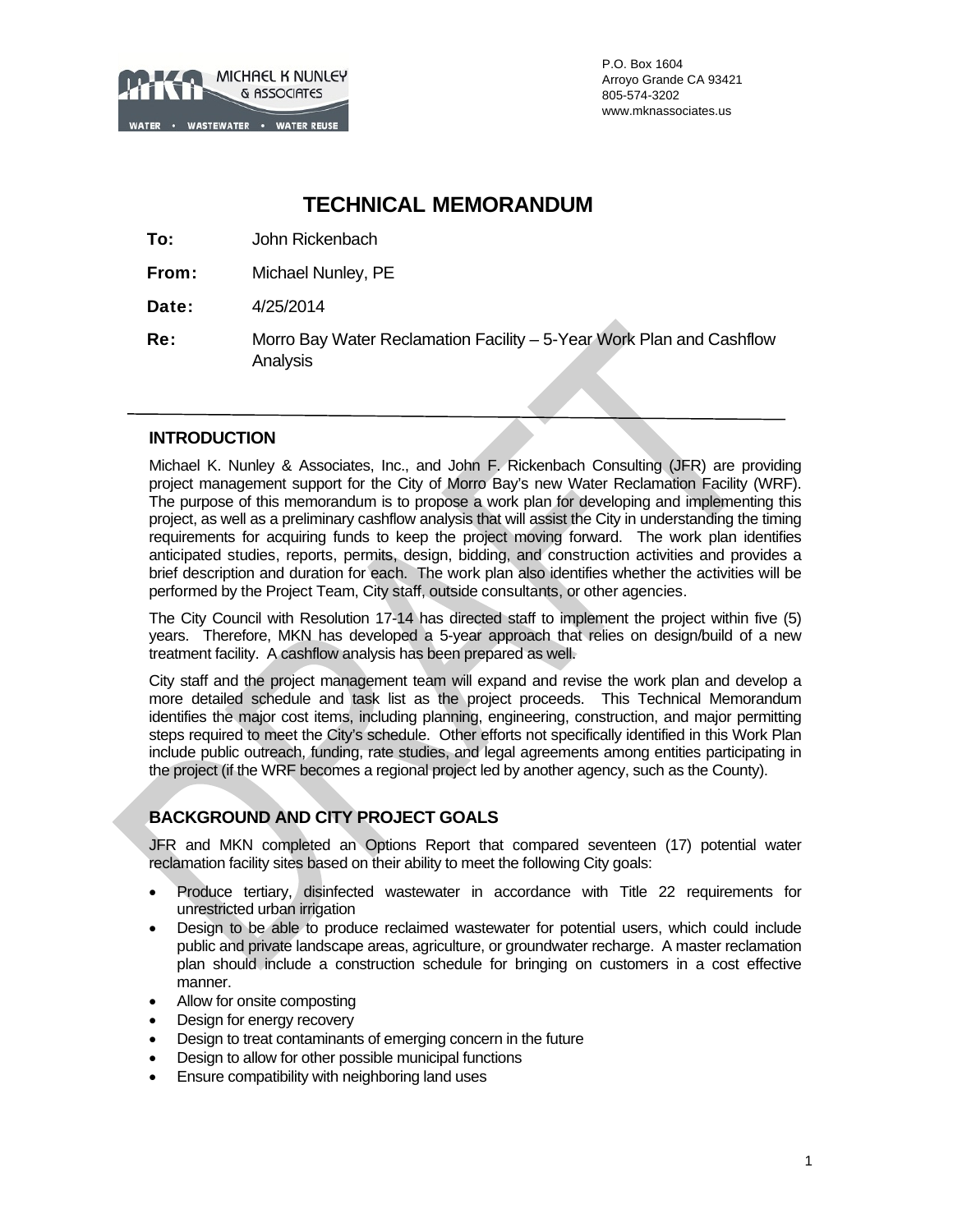MICHAEL K NUNLEY & ASSOCIATES
WATER • WASTEWATER • WATER REUSE

P.O. Box 1604
Arroyo Grande CA 93421
805-574-3202
www.mknassociates.us

# TECHNICAL MEMORANDUM

**To:** John Rickenbach

**From:** Michael Nunley, PE

**Date:** 4/25/2014

**Re:** Morro Bay Water Reclamation Facility – 5-Year Work Plan and Cashflow Analysis

## INTRODUCTION

Michael K. Nunley & Associates, Inc., and John F. Rickenbach Consulting (JFR) are providing project management support for the City of Morro Bay's new Water Reclamation Facility (WRF). The purpose of this memorandum is to propose a work plan for developing and implementing this project, as well as a preliminary cashflow analysis that will assist the City in understanding the timing requirements for acquiring funds to keep the project moving forward. The work plan identifies anticipated studies, reports, permits, design, bidding, and construction activities and provides a brief description and duration for each. The work plan also identifies whether the activities will be performed by the Project Team, City staff, outside consultants, or other agencies.

The City Council with Resolution 17-14 has directed staff to implement the project within five (5) years. Therefore, MKN has developed a 5-year approach that relies on design/build of a new treatment facility. A cashflow analysis has been prepared as well.

City staff and the project management team will expand and revise the work plan and develop a more detailed schedule and task list as the project proceeds. This Technical Memorandum identifies the major cost items, including planning, engineering, construction, and major permitting steps required to meet the City's schedule. Other efforts not specifically identified in this Work Plan include public outreach, funding, rate studies, and legal agreements among entities participating in the project (if the WRF becomes a regional project led by another agency, such as the County).

## BACKGROUND AND CITY PROJECT GOALS

JFR and MKN completed an Options Report that compared seventeen (17) potential water reclamation facility sites based on their ability to meet the following City goals:

- Produce tertiary, disinfected wastewater in accordance with Title 22 requirements for unrestricted urban irrigation
- Design to be able to produce reclaimed wastewater for potential users, which could include public and private landscape areas, agriculture, or groundwater recharge. A master reclamation plan should include a construction schedule for bringing on customers in a cost effective manner.
- Allow for onsite composting
- Design for energy recovery
- Design to treat contaminants of emerging concern in the future
- Design to allow for other possible municipal functions
- Ensure compatibility with neighboring land uses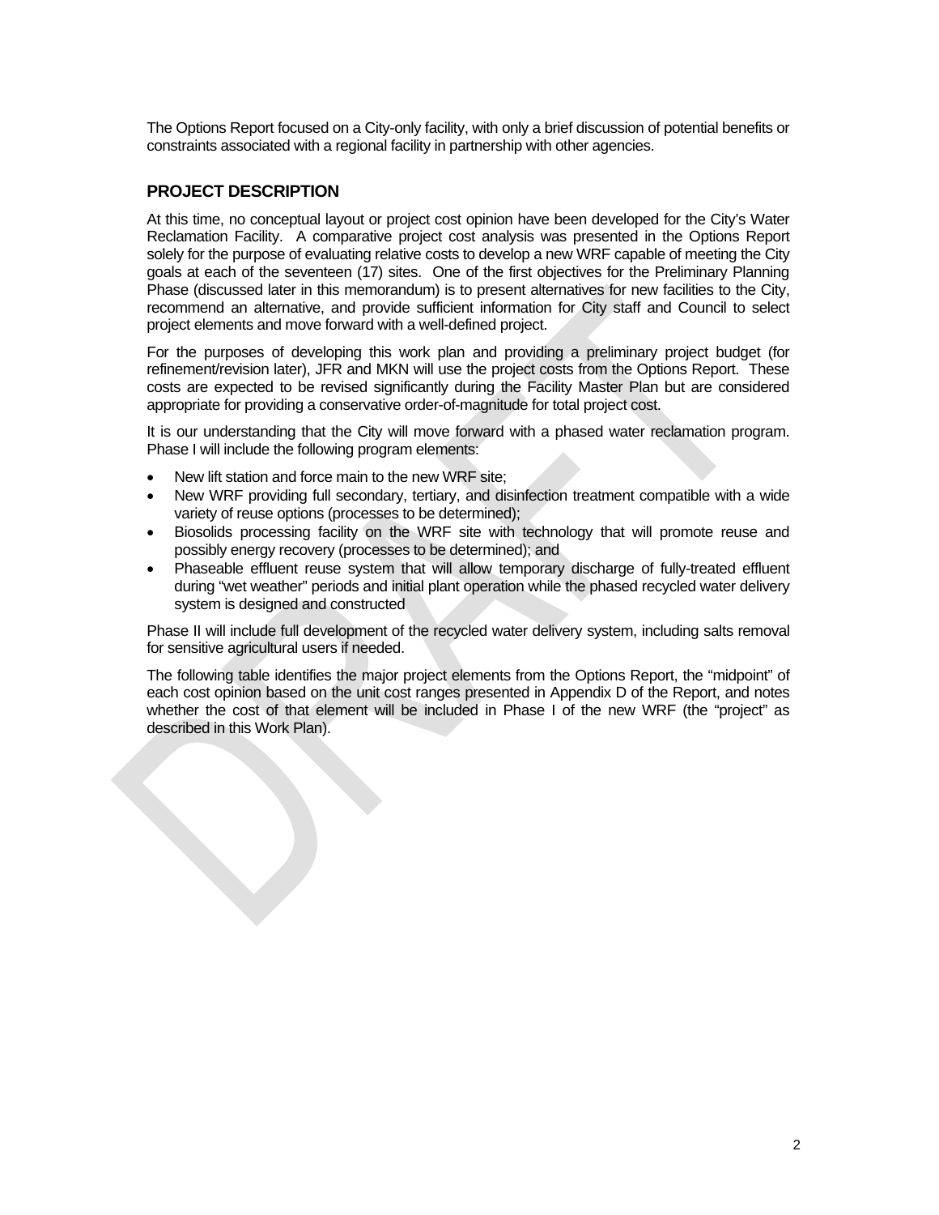The Options Report focused on a City-only facility, with only a brief discussion of potential benefits or constraints associated with a regional facility in partnership with other agencies.

## PROJECT DESCRIPTION

At this time, no conceptual layout or project cost opinion have been developed for the City's Water Reclamation Facility. A comparative project cost analysis was presented in the Options Report solely for the purpose of evaluating relative costs to develop a new WRF capable of meeting the City goals at each of the seventeen (17) sites. One of the first objectives for the Preliminary Planning Phase (discussed later in this memorandum) is to present alternatives for new facilities to the City, recommend an alternative, and provide sufficient information for City staff and Council to select project elements and move forward with a well-defined project.

For the purposes of developing this work plan and providing a preliminary project budget (for refinement/revision later), JFR and MKN will use the project costs from the Options Report. These costs are expected to be revised significantly during the Facility Master Plan but are considered appropriate for providing a conservative order-of-magnitude for total project cost.

It is our understanding that the City will move forward with a phased water reclamation program. Phase I will include the following program elements:

- New lift station and force main to the new WRF site;
- New WRF providing full secondary, tertiary, and disinfection treatment compatible with a wide variety of reuse options (processes to be determined);
- Biosolids processing facility on the WRF site with technology that will promote reuse and possibly energy recovery (processes to be determined); and
- Phaseable effluent reuse system that will allow temporary discharge of fully-treated effluent during "wet weather" periods and initial plant operation while the phased recycled water delivery system is designed and constructed

Phase II will include full development of the recycled water delivery system, including salts removal for sensitive agricultural users if needed.

The following table identifies the major project elements from the Options Report, the "midpoint" of each cost opinion based on the unit cost ranges presented in Appendix D of the Report, and notes whether the cost of that element will be included in Phase I of the new WRF (the "project" as described in this Work Plan).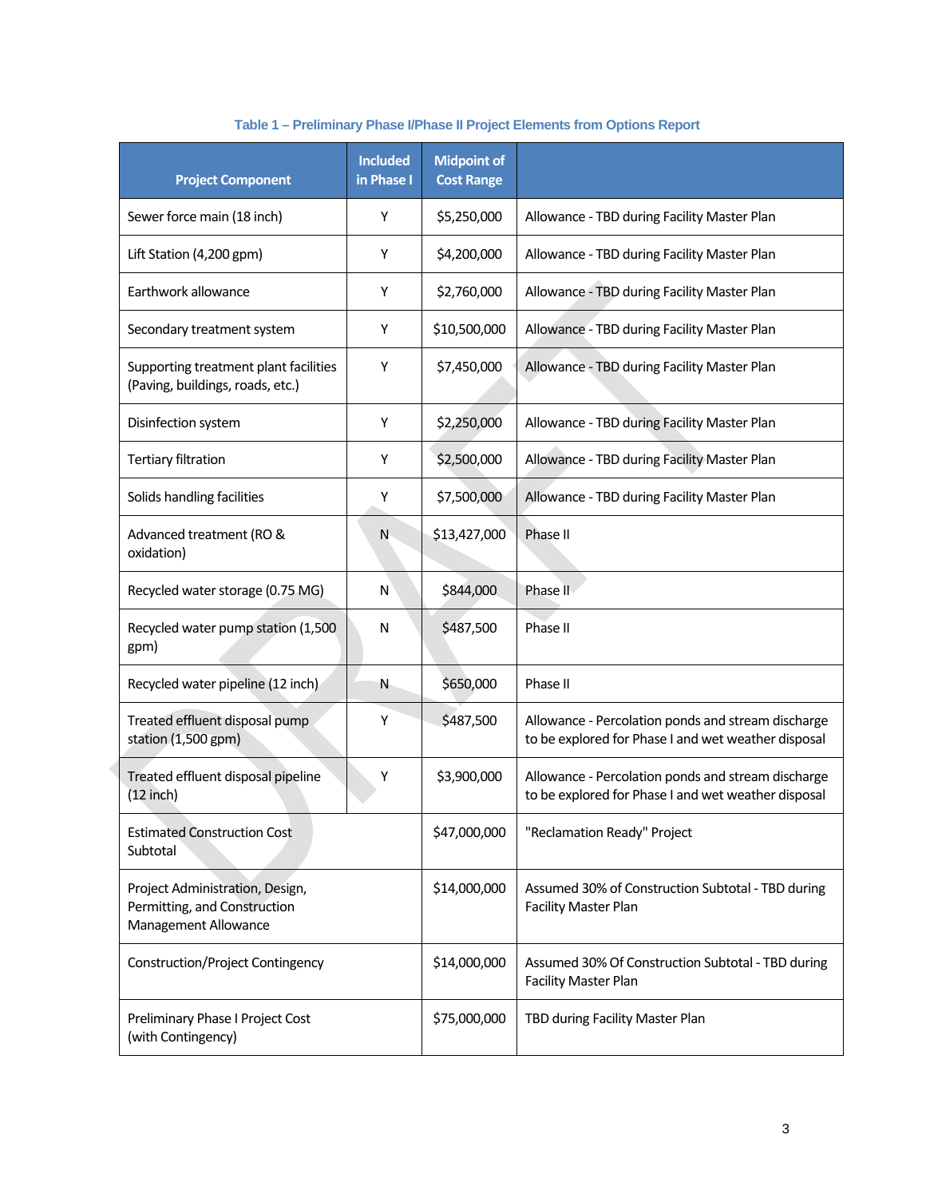**Table 1 – Preliminary Phase I/Phase II Project Elements from Options Report**

| Project Component | Included in Phase I | Midpoint of Cost Range | |
|---|---|---|---|
| Sewer force main (18 inch) | Y | $5,250,000 | Allowance - TBD during Facility Master Plan |
| Lift Station (4,200 gpm) | Y | $4,200,000 | Allowance - TBD during Facility Master Plan |
| Earthwork allowance | Y | $2,760,000 | Allowance - TBD during Facility Master Plan |
| Secondary treatment system | Y | $10,500,000 | Allowance - TBD during Facility Master Plan |
| Supporting treatment plant facilities (Paving, buildings, roads, etc.) | Y | $7,450,000 | Allowance - TBD during Facility Master Plan |
| Disinfection system | Y | $2,250,000 | Allowance - TBD during Facility Master Plan |
| Tertiary filtration | Y | $2,500,000 | Allowance - TBD during Facility Master Plan |
| Solids handling facilities | Y | $7,500,000 | Allowance - TBD during Facility Master Plan |
| Advanced treatment (RO & oxidation) | N | $13,427,000 | Phase II |
| Recycled water storage (0.75 MG) | N | $844,000 | Phase II |
| Recycled water pump station (1,500 gpm) | N | $487,500 | Phase II |
| Recycled water pipeline (12 inch) | N | $650,000 | Phase II |
| Treated effluent disposal pump station (1,500 gpm) | Y | $487,500 | Allowance - Percolation ponds and stream discharge to be explored for Phase I and wet weather disposal |
| Treated effluent disposal pipeline (12 inch) | Y | $3,900,000 | Allowance - Percolation ponds and stream discharge to be explored for Phase I and wet weather disposal |
| Estimated Construction Cost Subtotal | | $47,000,000 | "Reclamation Ready" Project |
| Project Administration, Design, Permitting, and Construction Management Allowance | | $14,000,000 | Assumed 30% of Construction Subtotal - TBD during Facility Master Plan |
| Construction/Project Contingency | | $14,000,000 | Assumed 30% Of Construction Subtotal - TBD during Facility Master Plan |
| Preliminary Phase I Project Cost (with Contingency) | | $75,000,000 | TBD during Facility Master Plan |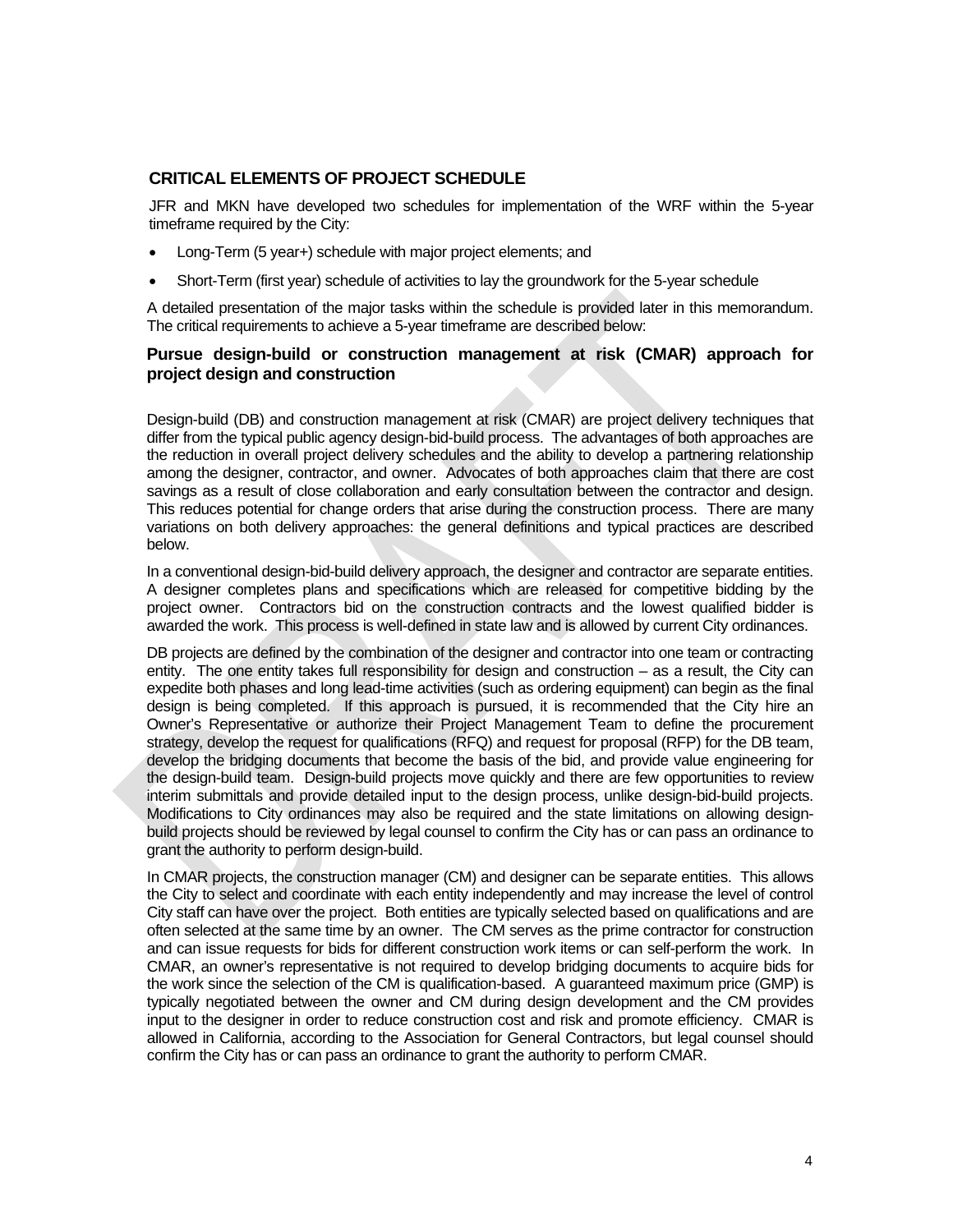## CRITICAL ELEMENTS OF PROJECT SCHEDULE

JFR and MKN have developed two schedules for implementation of the WRF within the 5-year timeframe required by the City:

- Long-Term (5 year+) schedule with major project elements; and
- Short-Term (first year) schedule of activities to lay the groundwork for the 5-year schedule

A detailed presentation of the major tasks within the schedule is provided later in this memorandum. The critical requirements to achieve a 5-year timeframe are described below:

### Pursue design-build or construction management at risk (CMAR) approach for project design and construction

Design-build (DB) and construction management at risk (CMAR) are project delivery techniques that differ from the typical public agency design-bid-build process. The advantages of both approaches are the reduction in overall project delivery schedules and the ability to develop a partnering relationship among the designer, contractor, and owner. Advocates of both approaches claim that there are cost savings as a result of close collaboration and early consultation between the contractor and design. This reduces potential for change orders that arise during the construction process. There are many variations on both delivery approaches: the general definitions and typical practices are described below.

In a conventional design-bid-build delivery approach, the designer and contractor are separate entities. A designer completes plans and specifications which are released for competitive bidding by the project owner. Contractors bid on the construction contracts and the lowest qualified bidder is awarded the work. This process is well-defined in state law and is allowed by current City ordinances.

DB projects are defined by the combination of the designer and contractor into one team or contracting entity. The one entity takes full responsibility for design and construction – as a result, the City can expedite both phases and long lead-time activities (such as ordering equipment) can begin as the final design is being completed. If this approach is pursued, it is recommended that the City hire an Owner's Representative or authorize their Project Management Team to define the procurement strategy, develop the request for qualifications (RFQ) and request for proposal (RFP) for the DB team, develop the bridging documents that become the basis of the bid, and provide value engineering for the design-build team. Design-build projects move quickly and there are few opportunities to review interim submittals and provide detailed input to the design process, unlike design-bid-build projects. Modifications to City ordinances may also be required and the state limitations on allowing design-build projects should be reviewed by legal counsel to confirm the City has or can pass an ordinance to grant the authority to perform design-build.

In CMAR projects, the construction manager (CM) and designer can be separate entities. This allows the City to select and coordinate with each entity independently and may increase the level of control City staff can have over the project. Both entities are typically selected based on qualifications and are often selected at the same time by an owner. The CM serves as the prime contractor for construction and can issue requests for bids for different construction work items or can self-perform the work. In CMAR, an owner's representative is not required to develop bridging documents to acquire bids for the work since the selection of the CM is qualification-based. A guaranteed maximum price (GMP) is typically negotiated between the owner and CM during design development and the CM provides input to the designer in order to reduce construction cost and risk and promote efficiency. CMAR is allowed in California, according to the Association for General Contractors, but legal counsel should confirm the City has or can pass an ordinance to grant the authority to perform CMAR.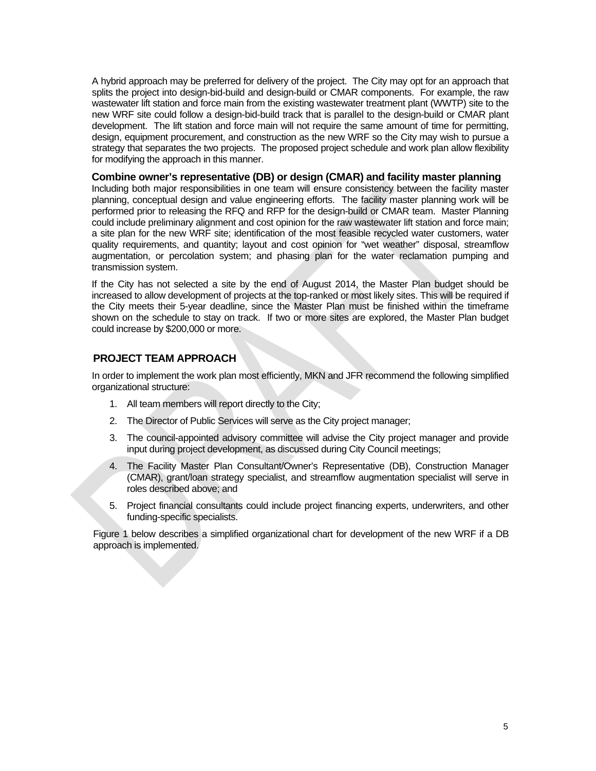A hybrid approach may be preferred for delivery of the project. The City may opt for an approach that splits the project into design-bid-build and design-build or CMAR components. For example, the raw wastewater lift station and force main from the existing wastewater treatment plant (WWTP) site to the new WRF site could follow a design-bid-build track that is parallel to the design-build or CMAR plant development. The lift station and force main will not require the same amount of time for permitting, design, equipment procurement, and construction as the new WRF so the City may wish to pursue a strategy that separates the two projects. The proposed project schedule and work plan allow flexibility for modifying the approach in this manner.

### Combine owner's representative (DB) or design (CMAR) and facility master planning

Including both major responsibilities in one team will ensure consistency between the facility master planning, conceptual design and value engineering efforts. The facility master planning work will be performed prior to releasing the RFQ and RFP for the design-build or CMAR team. Master Planning could include preliminary alignment and cost opinion for the raw wastewater lift station and force main; a site plan for the new WRF site; identification of the most feasible recycled water customers, water quality requirements, and quantity; layout and cost opinion for "wet weather" disposal, streamflow augmentation, or percolation system; and phasing plan for the water reclamation pumping and transmission system.

If the City has not selected a site by the end of August 2014, the Master Plan budget should be increased to allow development of projects at the top-ranked or most likely sites. This will be required if the City meets their 5-year deadline, since the Master Plan must be finished within the timeframe shown on the schedule to stay on track. If two or more sites are explored, the Master Plan budget could increase by $200,000 or more.

## PROJECT TEAM APPROACH

In order to implement the work plan most efficiently, MKN and JFR recommend the following simplified organizational structure:

1. All team members will report directly to the City;
2. The Director of Public Services will serve as the City project manager;
3. The council-appointed advisory committee will advise the City project manager and provide input during project development, as discussed during City Council meetings;
4. The Facility Master Plan Consultant/Owner's Representative (DB), Construction Manager (CMAR), grant/loan strategy specialist, and streamflow augmentation specialist will serve in roles described above; and
5. Project financial consultants could include project financing experts, underwriters, and other funding-specific specialists.

Figure 1 below describes a simplified organizational chart for development of the new WRF if a DB approach is implemented.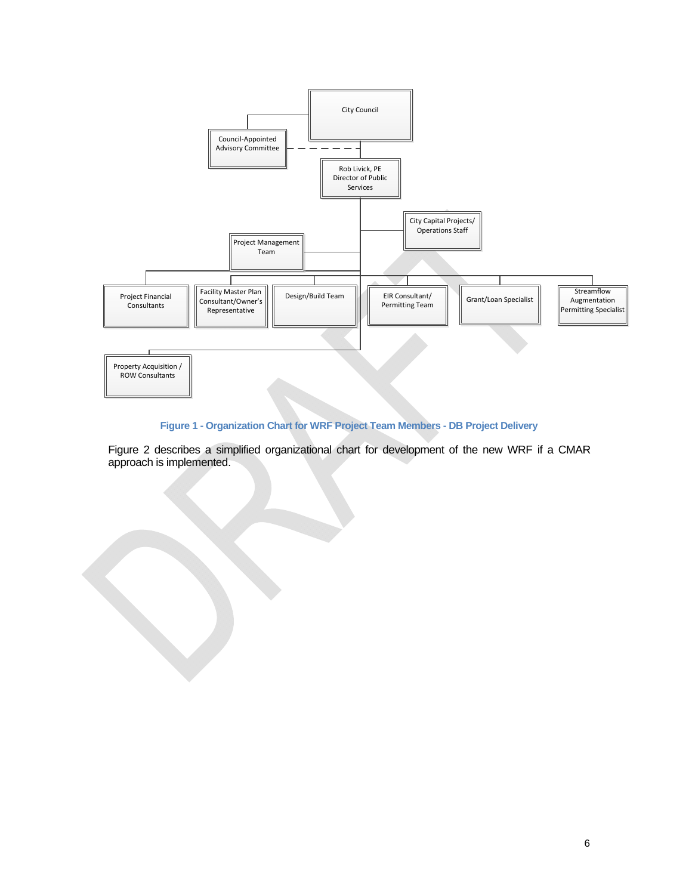- City Council
  - Council-Appointed Advisory Committee
  - Rob Livick, PE, Director of Public Services
    - City Capital Projects/ Operations Staff
    - Project Management Team
    - Project Financial Consultants
    - Facility Master Plan Consultant/Owner's Representative
    - Design/Build Team
    - EIR Consultant/ Permitting Team
    - Grant/Loan Specialist
    - Streamflow Augmentation Permitting Specialist
    - Property Acquisition / ROW Consultants

**Figure 1 - Organization Chart for WRF Project Team Members - DB Project Delivery**

Figure 2 describes a simplified organizational chart for development of the new WRF if a CMAR approach is implemented.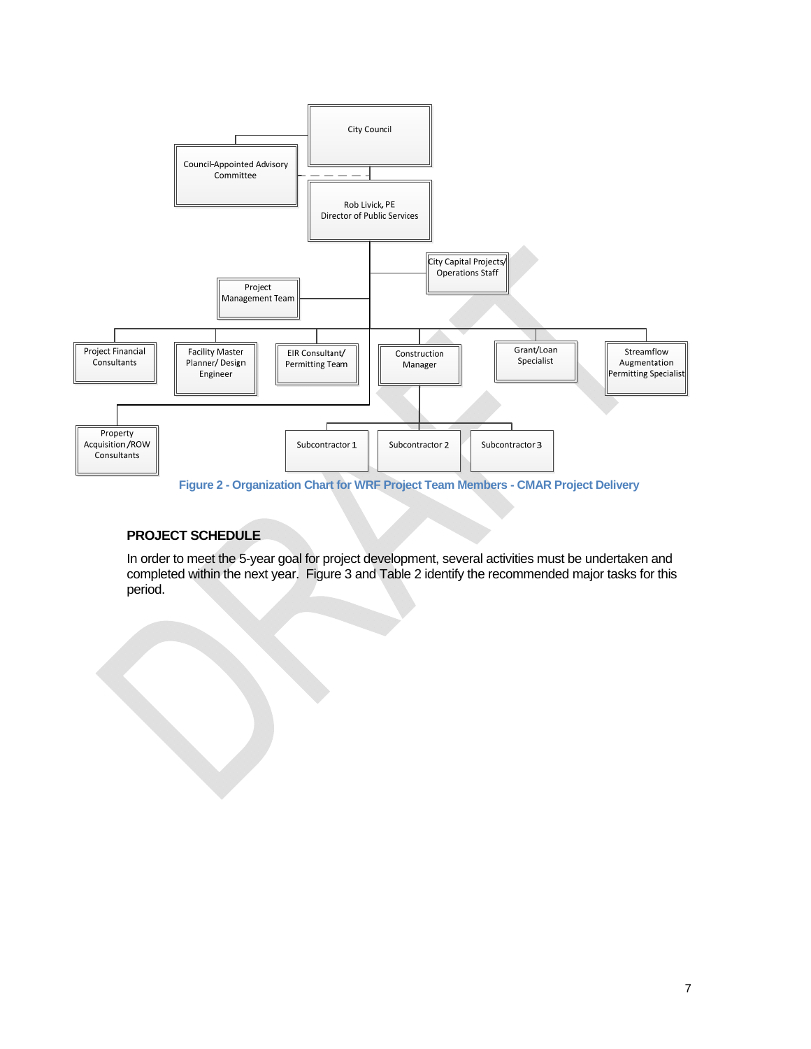City Council

Council-Appointed Advisory Committee

Rob Livick, PE
Director of Public Services

City Capital Projects/ Operations Staff

Project Management Team

Project Financial Consultants

Facility Master Planner/ Design Engineer

EIR Consultant/ Permitting Team

Construction Manager

Grant/Loan Specialist

Streamflow Augmentation Permitting Specialist

Property Acquisition /ROW Consultants

Subcontractor 1

Subcontractor 2

Subcontractor 3

**Figure 2 - Organization Chart for WRF Project Team Members - CMAR Project Delivery**

## PROJECT SCHEDULE

In order to meet the 5-year goal for project development, several activities must be undertaken and completed within the next year. Figure 3 and Table 2 identify the recommended major tasks for this period.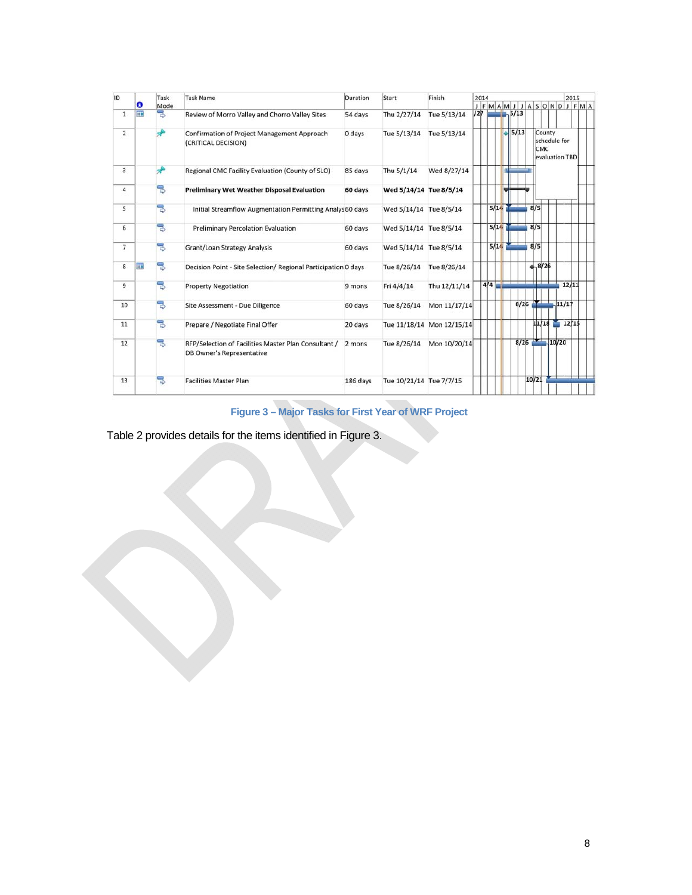| ID | Task Mode | Task Name | Duration | Start | Finish |
|---|---|---|---|---|---|
| 1 | | Review of Morro Valley and Chorro Valley Sites | 54 days | Thu 2/27/14 | Tue 5/13/14 |
| 2 | | Confirmation of Project Management Approach (CRITICAL DECISION) | 0 days | Tue 5/13/14 | Tue 5/13/14 |
| 3 | | Regional CMC Facility Evaluation (County of SLO) | 85 days | Thu 5/1/14 | Wed 8/27/14 |
| 4 | | **Preliminary Wet Weather Disposal Evaluation** | **60 days** | **Wed 5/14/14** | **Tue 8/5/14** |
| 5 | | Initial Streamflow Augmentation Permitting Analys | 60 days | Wed 5/14/14 | Tue 8/5/14 |
| 6 | | Preliminary Percolation Evaluation | 60 days | Wed 5/14/14 | Tue 8/5/14 |
| 7 | | Grant/Loan Strategy Analysis | 60 days | Wed 5/14/14 | Tue 8/5/14 |
| 8 | | Decision Point - Site Selection/ Regional Participation | 0 days | Tue 8/26/14 | Tue 8/26/14 |
| 9 | | Property Negotiation | 9 mons | Fri 4/4/14 | Thu 12/11/14 |
| 10 | | Site Assessment - Due Diligence | 60 days | Tue 8/26/14 | Mon 11/17/14 |
| 11 | | Prepare / Negotiate Final Offer | 20 days | Tue 11/18/14 | Mon 12/15/14 |
| 12 | | RFP/Selection of Facilities Master Plan Consultant / DB Owner's Representative | 2 mons | Tue 8/26/14 | Mon 10/20/14 |
| 13 | | Facilities Master Plan | 186 days | Tue 10/21/14 | Tue 7/7/15 |

Note in chart: County schedule for CMC evaluation TBD

Figure 3 – Major Tasks for First Year of WRF Project

Table 2 provides details for the items identified in Figure 3.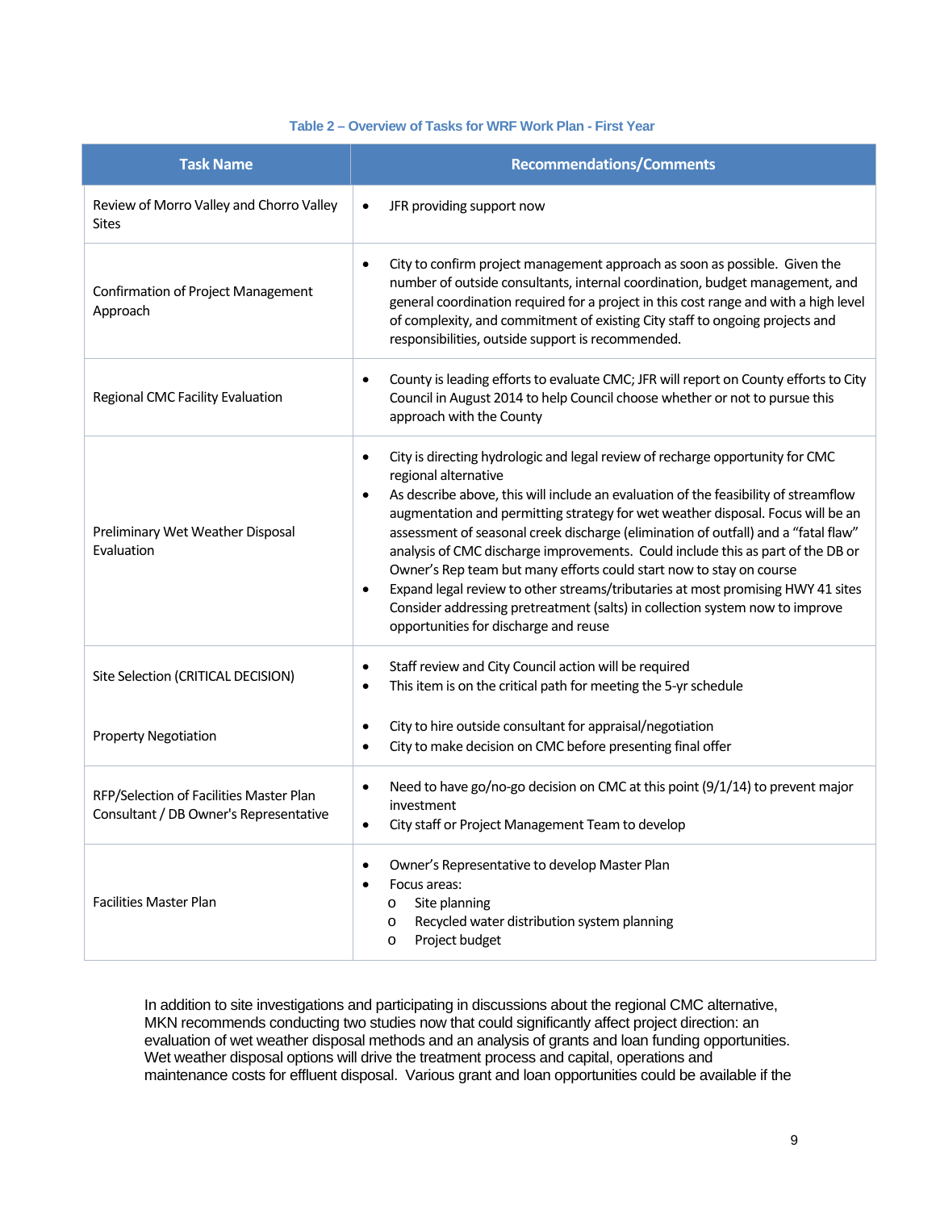**Table 2 – Overview of Tasks for WRF Work Plan - First Year**

| Task Name | Recommendations/Comments |
|---|---|
| Review of Morro Valley and Chorro Valley Sites | • JFR providing support now |
| Confirmation of Project Management Approach | • City to confirm project management approach as soon as possible. Given the number of outside consultants, internal coordination, budget management, and general coordination required for a project in this cost range and with a high level of complexity, and commitment of existing City staff to ongoing projects and responsibilities, outside support is recommended. |
| Regional CMC Facility Evaluation | • County is leading efforts to evaluate CMC; JFR will report on County efforts to City Council in August 2014 to help Council choose whether or not to pursue this approach with the County |
| Preliminary Wet Weather Disposal Evaluation | • City is directing hydrologic and legal review of recharge opportunity for CMC regional alternative<br>• As describe above, this will include an evaluation of the feasibility of streamflow augmentation and permitting strategy for wet weather disposal. Focus will be an assessment of seasonal creek discharge (elimination of outfall) and a "fatal flaw" analysis of CMC discharge improvements. Could include this as part of the DB or Owner's Rep team but many efforts could start now to stay on course<br>• Expand legal review to other streams/tributaries at most promising HWY 41 sites Consider addressing pretreatment (salts) in collection system now to improve opportunities for discharge and reuse |
| Site Selection (CRITICAL DECISION)<br><br>Property Negotiation | • Staff review and City Council action will be required<br>• This item is on the critical path for meeting the 5-yr schedule<br><br>• City to hire outside consultant for appraisal/negotiation<br>• City to make decision on CMC before presenting final offer |
| RFP/Selection of Facilities Master Plan Consultant / DB Owner's Representative | • Need to have go/no-go decision on CMC at this point (9/1/14) to prevent major investment<br>• City staff or Project Management Team to develop |
| Facilities Master Plan | • Owner's Representative to develop Master Plan<br>• Focus areas:<br>  o Site planning<br>  o Recycled water distribution system planning<br>  o Project budget |

In addition to site investigations and participating in discussions about the regional CMC alternative, MKN recommends conducting two studies now that could significantly affect project direction: an evaluation of wet weather disposal methods and an analysis of grants and loan funding opportunities. Wet weather disposal options will drive the treatment process and capital, operations and maintenance costs for effluent disposal. Various grant and loan opportunities could be available if the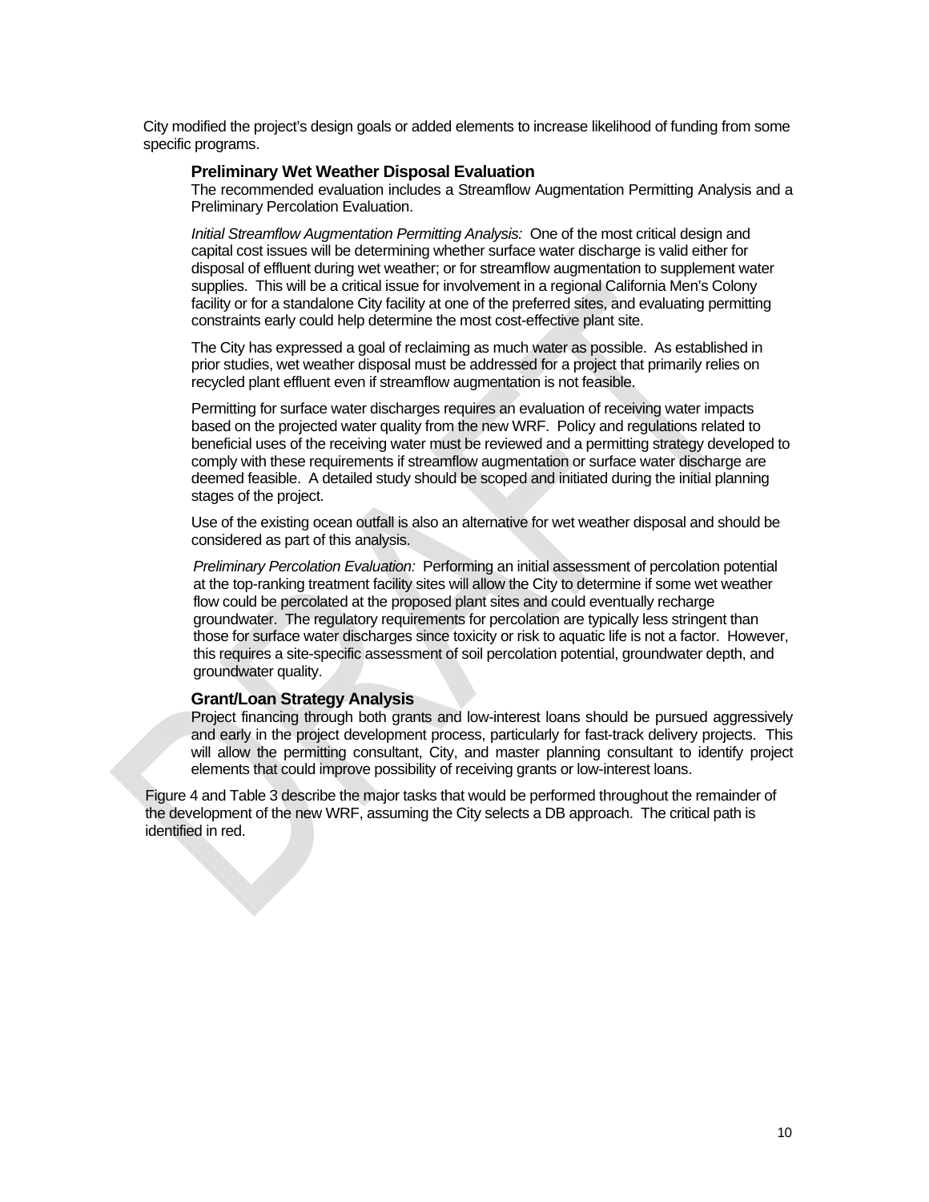City modified the project's design goals or added elements to increase likelihood of funding from some specific programs.

### Preliminary Wet Weather Disposal Evaluation

The recommended evaluation includes a Streamflow Augmentation Permitting Analysis and a Preliminary Percolation Evaluation.

*Initial Streamflow Augmentation Permitting Analysis:* One of the most critical design and capital cost issues will be determining whether surface water discharge is valid either for disposal of effluent during wet weather; or for streamflow augmentation to supplement water supplies. This will be a critical issue for involvement in a regional California Men's Colony facility or for a standalone City facility at one of the preferred sites, and evaluating permitting constraints early could help determine the most cost-effective plant site.

The City has expressed a goal of reclaiming as much water as possible. As established in prior studies, wet weather disposal must be addressed for a project that primarily relies on recycled plant effluent even if streamflow augmentation is not feasible.

Permitting for surface water discharges requires an evaluation of receiving water impacts based on the projected water quality from the new WRF. Policy and regulations related to beneficial uses of the receiving water must be reviewed and a permitting strategy developed to comply with these requirements if streamflow augmentation or surface water discharge are deemed feasible. A detailed study should be scoped and initiated during the initial planning stages of the project.

Use of the existing ocean outfall is also an alternative for wet weather disposal and should be considered as part of this analysis.

*Preliminary Percolation Evaluation:* Performing an initial assessment of percolation potential at the top-ranking treatment facility sites will allow the City to determine if some wet weather flow could be percolated at the proposed plant sites and could eventually recharge groundwater. The regulatory requirements for percolation are typically less stringent than those for surface water discharges since toxicity or risk to aquatic life is not a factor. However, this requires a site-specific assessment of soil percolation potential, groundwater depth, and groundwater quality.

### Grant/Loan Strategy Analysis

Project financing through both grants and low-interest loans should be pursued aggressively and early in the project development process, particularly for fast-track delivery projects. This will allow the permitting consultant, City, and master planning consultant to identify project elements that could improve possibility of receiving grants or low-interest loans.

Figure 4 and Table 3 describe the major tasks that would be performed throughout the remainder of the development of the new WRF, assuming the City selects a DB approach. The critical path is identified in red.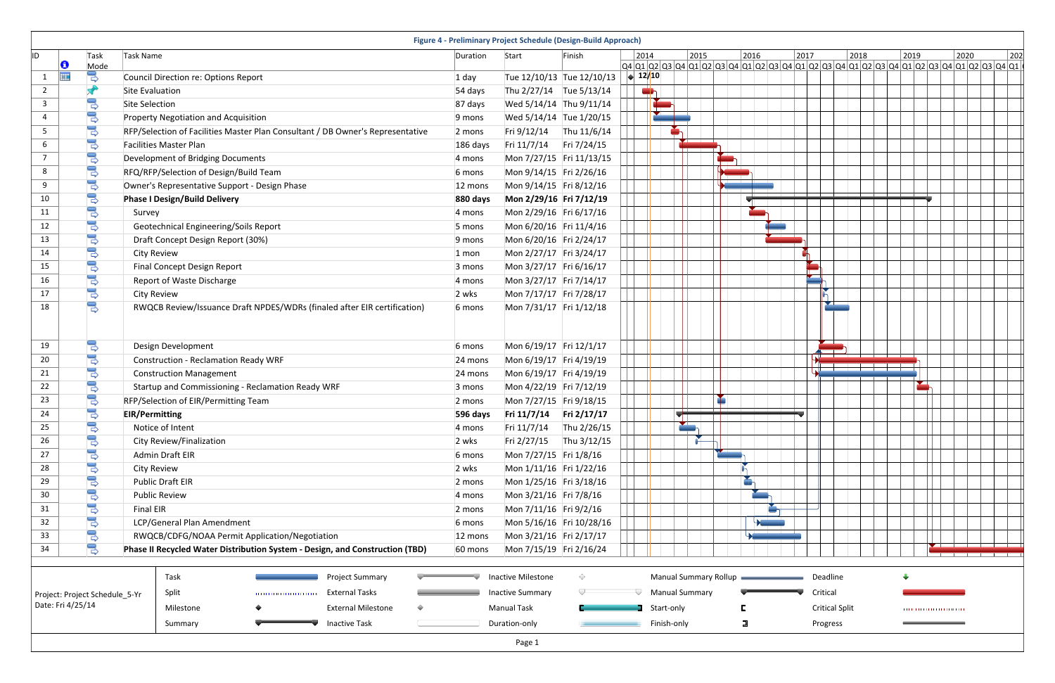**Figure 4 - Preliminary Project Schedule (Design-Build Approach)**

| ID | Task Name | Duration | Start | Finish |
|---|---|---|---|---|
| 1 | Council Direction re: Options Report | 1 day | Tue 12/10/13 | Tue 12/10/13 |
| 2 | Site Evaluation | 54 days | Thu 2/27/14 | Tue 5/13/14 |
| 3 | Site Selection | 87 days | Wed 5/14/14 | Thu 9/11/14 |
| 4 | Property Negotiation and Acquisition | 9 mons | Wed 5/14/14 | Tue 1/20/15 |
| 5 | RFP/Selection of Facilities Master Plan Consultant / DB Owner's Representative | 2 mons | Fri 9/12/14 | Thu 11/6/14 |
| 6 | Facilities Master Plan | 186 days | Fri 11/7/14 | Fri 7/24/15 |
| 7 | Development of Bridging Documents | 4 mons | Mon 7/27/15 | Fri 11/13/15 |
| 8 | RFQ/RFP/Selection of Design/Build Team | 6 mons | Mon 9/14/15 | Fri 2/26/16 |
| 9 | Owner's Representative Support - Design Phase | 12 mons | Mon 9/14/15 | Fri 8/12/16 |
| 10 | **Phase I Design/Build Delivery** | **880 days** | **Mon 2/29/16** | **Fri 7/12/19** |
| 11 | Survey | 4 mons | Mon 2/29/16 | Fri 6/17/16 |
| 12 | Geotechnical Engineering/Soils Report | 5 mons | Mon 6/20/16 | Fri 11/4/16 |
| 13 | Draft Concept Design Report (30%) | 9 mons | Mon 6/20/16 | Fri 2/24/17 |
| 14 | City Review | 1 mon | Mon 2/27/17 | Fri 3/24/17 |
| 15 | Final Concept Design Report | 3 mons | Mon 3/27/17 | Fri 6/16/17 |
| 16 | Report of Waste Discharge | 4 mons | Mon 3/27/17 | Fri 7/14/17 |
| 17 | City Review | 2 wks | Mon 7/17/17 | Fri 7/28/17 |
| 18 | RWQCB Review/Issuance Draft NPDES/WDRs (finaled after EIR certification) | 6 mons | Mon 7/31/17 | Fri 1/12/18 |
| 19 | Design Development | 6 mons | Mon 6/19/17 | Fri 12/1/17 |
| 20 | Construction - Reclamation Ready WRF | 24 mons | Mon 6/19/17 | Fri 4/19/19 |
| 21 | Construction Management | 24 mons | Mon 6/19/17 | Fri 4/19/19 |
| 22 | Startup and Commissioning - Reclamation Ready WRF | 3 mons | Mon 4/22/19 | Fri 7/12/19 |
| 23 | RFP/Selection of EIR/Permitting Team | 2 mons | Mon 7/27/15 | Fri 9/18/15 |
| 24 | **EIR/Permitting** | **596 days** | **Fri 11/7/14** | **Fri 2/17/17** |
| 25 | Notice of Intent | 4 mons | Fri 11/7/14 | Thu 2/26/15 |
| 26 | City Review/Finalization | 2 wks | Fri 2/27/15 | Thu 3/12/15 |
| 27 | Admin Draft EIR | 6 mons | Mon 7/27/15 | Fri 1/8/16 |
| 28 | City Review | 2 wks | Mon 1/11/16 | Fri 1/22/16 |
| 29 | Public Draft EIR | 2 mons | Mon 1/25/16 | Fri 3/18/16 |
| 30 | Public Review | 4 mons | Mon 3/21/16 | Fri 7/8/16 |
| 31 | Final EIR | 2 mons | Mon 7/11/16 | Fri 9/2/16 |
| 32 | LCP/General Plan Amendment | 6 mons | Mon 5/16/16 | Fri 10/28/16 |
| 33 | RWQCB/CDFG/NOAA Permit Application/Negotiation | 12 mons | Mon 3/21/16 | Fri 2/17/17 |
| 34 | **Phase II Recycled Water Distribution System - Design, and Construction (TBD)** | 60 mons | Mon 7/15/19 | Fri 2/16/24 |

Project: Project Schedule_5-Yr
Date: Fri 4/25/14

Legend: Task, Split, Milestone, Summary, Project Summary, External Tasks, External Milestone, Inactive Task, Inactive Milestone, Inactive Summary, Manual Task, Duration-only, Manual Summary Rollup, Manual Summary, Start-only, Finish-only, Deadline, Critical, Critical Split, Progress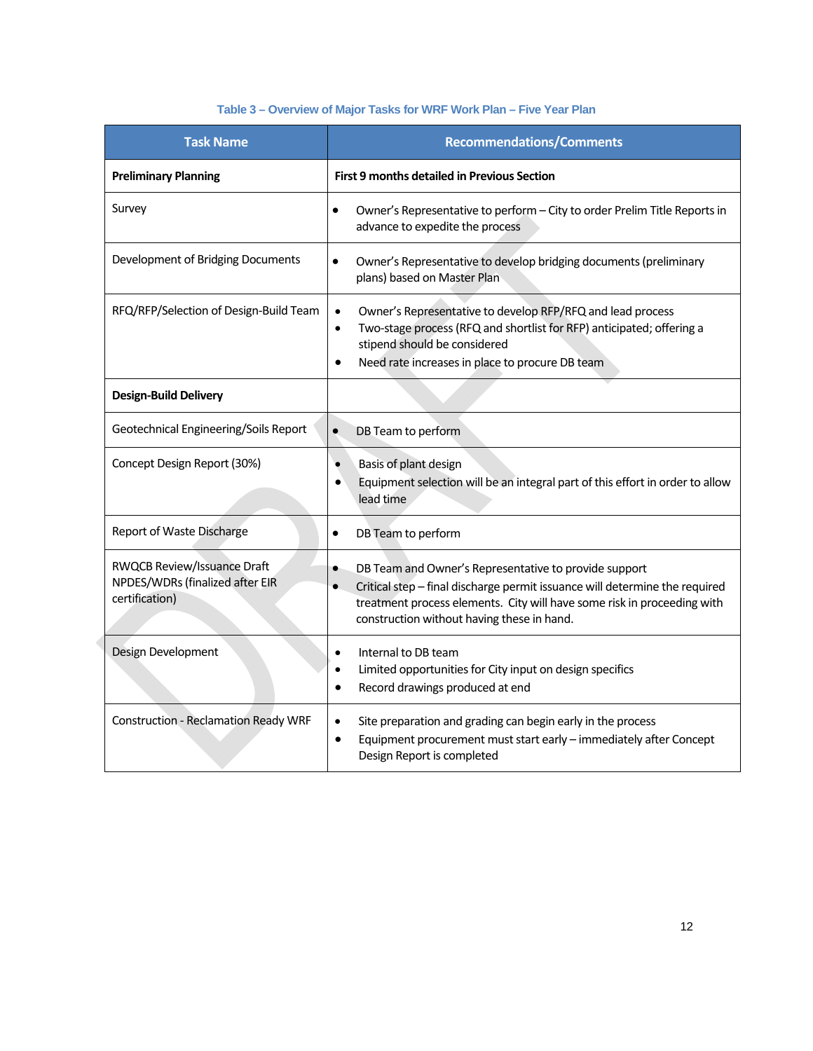**Table 3 – Overview of Major Tasks for WRF Work Plan – Five Year Plan**

| Task Name | Recommendations/Comments |
|---|---|
| **Preliminary Planning** | **First 9 months detailed in Previous Section** |
| Survey | • Owner's Representative to perform – City to order Prelim Title Reports in advance to expedite the process |
| Development of Bridging Documents | • Owner's Representative to develop bridging documents (preliminary plans) based on Master Plan |
| RFQ/RFP/Selection of Design-Build Team | • Owner's Representative to develop RFP/RFQ and lead process<br>• Two-stage process (RFQ and shortlist for RFP) anticipated; offering a stipend should be considered<br>• Need rate increases in place to procure DB team |
| **Design-Build Delivery** | |
| Geotechnical Engineering/Soils Report | • DB Team to perform |
| Concept Design Report (30%) | • Basis of plant design<br>• Equipment selection will be an integral part of this effort in order to allow lead time |
| Report of Waste Discharge | • DB Team to perform |
| RWQCB Review/Issuance Draft NPDES/WDRs (finalized after EIR certification) | • DB Team and Owner's Representative to provide support<br>• Critical step – final discharge permit issuance will determine the required treatment process elements. City will have some risk in proceeding with construction without having these in hand. |
| Design Development | • Internal to DB team<br>• Limited opportunities for City input on design specifics<br>• Record drawings produced at end |
| Construction - Reclamation Ready WRF | • Site preparation and grading can begin early in the process<br>• Equipment procurement must start early – immediately after Concept Design Report is completed |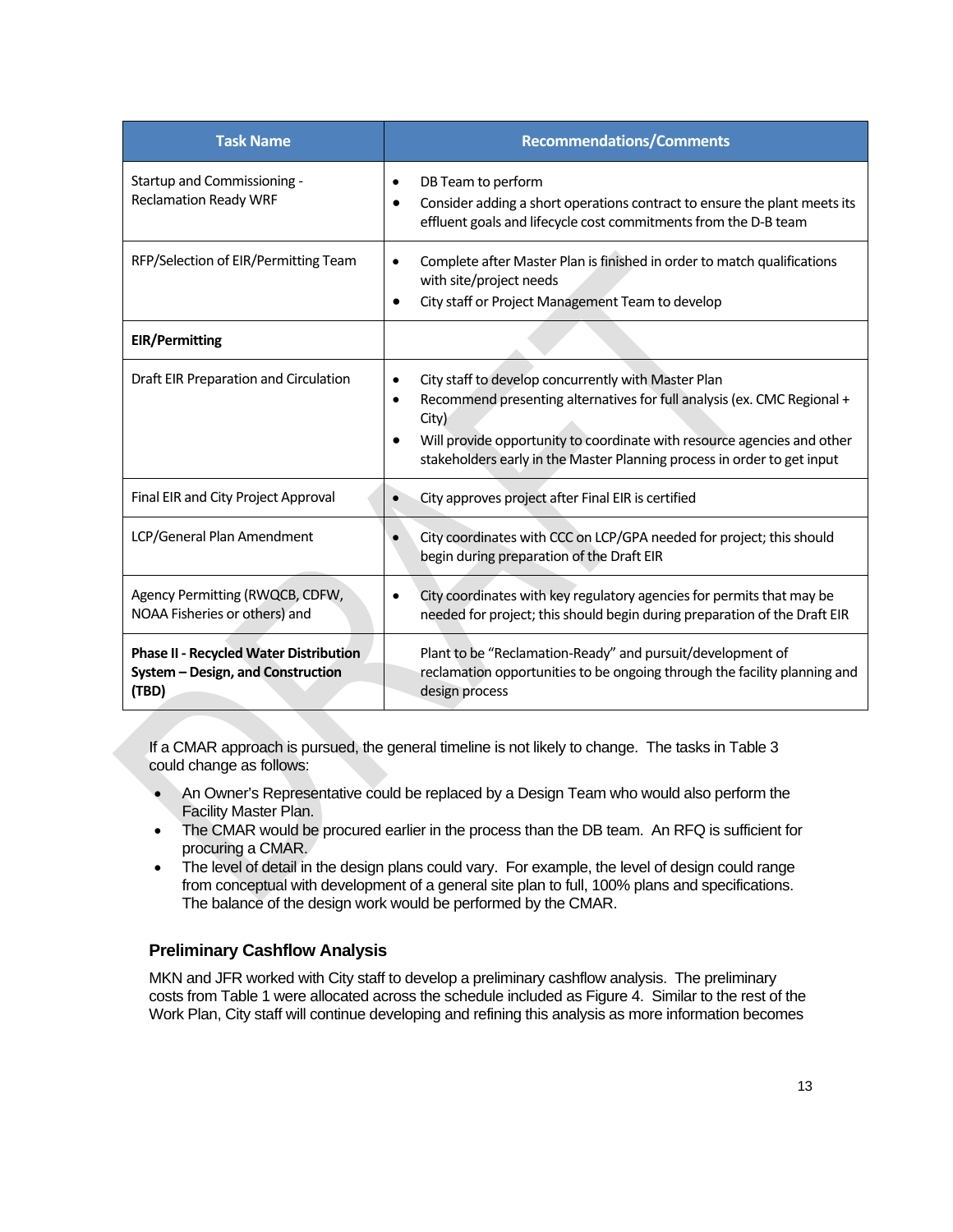| Task Name | Recommendations/Comments |
|---|---|
| Startup and Commissioning - Reclamation Ready WRF | • DB Team to perform<br>• Consider adding a short operations contract to ensure the plant meets its effluent goals and lifecycle cost commitments from the D-B team |
| RFP/Selection of EIR/Permitting Team | • Complete after Master Plan is finished in order to match qualifications with site/project needs<br>• City staff or Project Management Team to develop |
| **EIR/Permitting** | |
| Draft EIR Preparation and Circulation | • City staff to develop concurrently with Master Plan<br>• Recommend presenting alternatives for full analysis (ex. CMC Regional + City)<br>• Will provide opportunity to coordinate with resource agencies and other stakeholders early in the Master Planning process in order to get input |
| Final EIR and City Project Approval | • City approves project after Final EIR is certified |
| LCP/General Plan Amendment | • City coordinates with CCC on LCP/GPA needed for project; this should begin during preparation of the Draft EIR |
| Agency Permitting (RWQCB, CDFW, NOAA Fisheries or others) and | • City coordinates with key regulatory agencies for permits that may be needed for project; this should begin during preparation of the Draft EIR |
| **Phase II - Recycled Water Distribution System – Design, and Construction (TBD)** | Plant to be "Reclamation-Ready" and pursuit/development of reclamation opportunities to be ongoing through the facility planning and design process |

If a CMAR approach is pursued, the general timeline is not likely to change. The tasks in Table 3 could change as follows:

- An Owner's Representative could be replaced by a Design Team who would also perform the Facility Master Plan.
- The CMAR would be procured earlier in the process than the DB team. An RFQ is sufficient for procuring a CMAR.
- The level of detail in the design plans could vary. For example, the level of design could range from conceptual with development of a general site plan to full, 100% plans and specifications. The balance of the design work would be performed by the CMAR.

### Preliminary Cashflow Analysis

MKN and JFR worked with City staff to develop a preliminary cashflow analysis. The preliminary costs from Table 1 were allocated across the schedule included as Figure 4. Similar to the rest of the Work Plan, City staff will continue developing and refining this analysis as more information becomes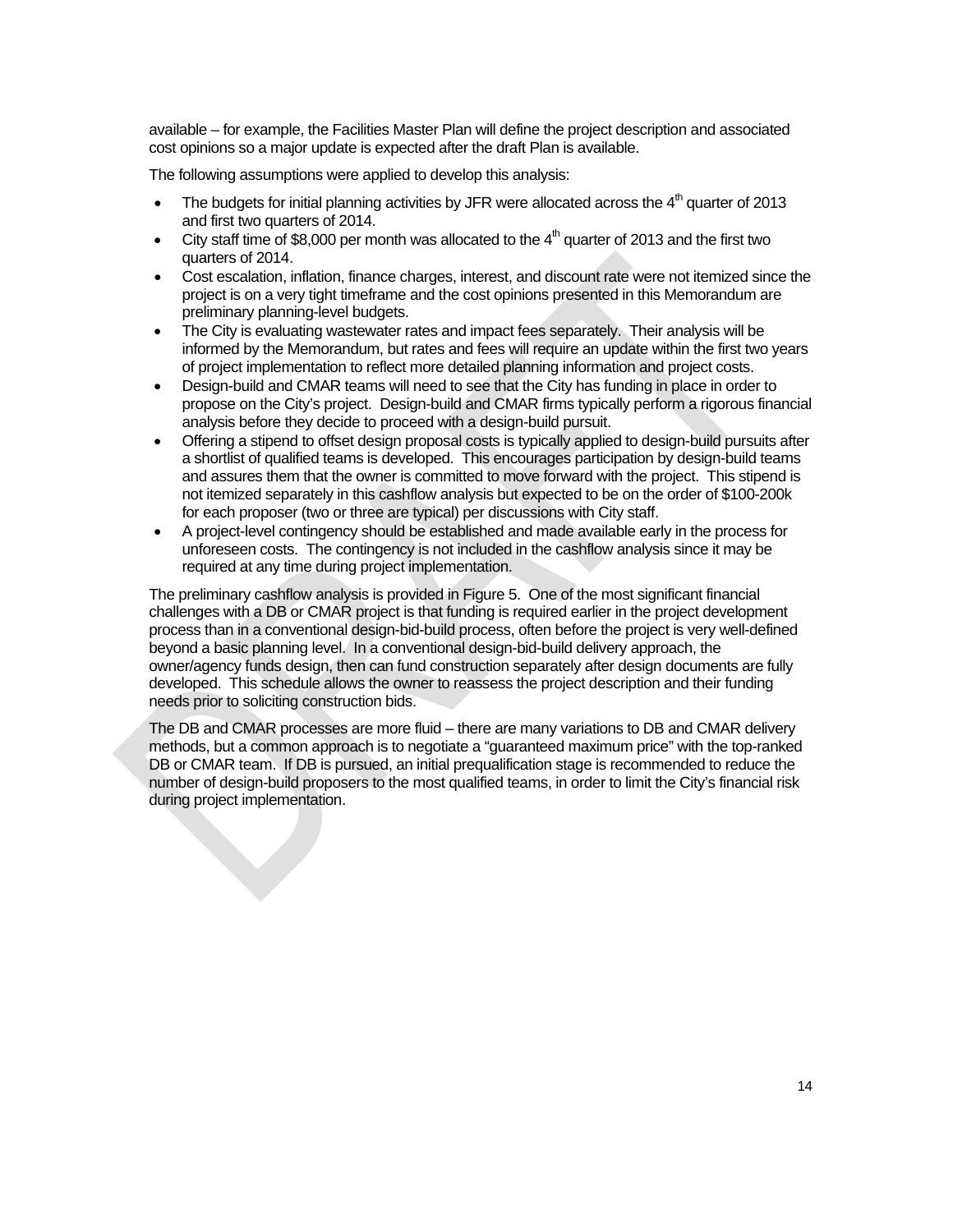available – for example, the Facilities Master Plan will define the project description and associated cost opinions so a major update is expected after the draft Plan is available.

The following assumptions were applied to develop this analysis:

- The budgets for initial planning activities by JFR were allocated across the 4th quarter of 2013 and first two quarters of 2014.
- City staff time of $8,000 per month was allocated to the 4th quarter of 2013 and the first two quarters of 2014.
- Cost escalation, inflation, finance charges, interest, and discount rate were not itemized since the project is on a very tight timeframe and the cost opinions presented in this Memorandum are preliminary planning-level budgets.
- The City is evaluating wastewater rates and impact fees separately. Their analysis will be informed by the Memorandum, but rates and fees will require an update within the first two years of project implementation to reflect more detailed planning information and project costs.
- Design-build and CMAR teams will need to see that the City has funding in place in order to propose on the City's project. Design-build and CMAR firms typically perform a rigorous financial analysis before they decide to proceed with a design-build pursuit.
- Offering a stipend to offset design proposal costs is typically applied to design-build pursuits after a shortlist of qualified teams is developed. This encourages participation by design-build teams and assures them that the owner is committed to move forward with the project. This stipend is not itemized separately in this cashflow analysis but expected to be on the order of $100-200k for each proposer (two or three are typical) per discussions with City staff.
- A project-level contingency should be established and made available early in the process for unforeseen costs. The contingency is not included in the cashflow analysis since it may be required at any time during project implementation.

The preliminary cashflow analysis is provided in Figure 5. One of the most significant financial challenges with a DB or CMAR project is that funding is required earlier in the project development process than in a conventional design-bid-build process, often before the project is very well-defined beyond a basic planning level. In a conventional design-bid-build delivery approach, the owner/agency funds design, then can fund construction separately after design documents are fully developed. This schedule allows the owner to reassess the project description and their funding needs prior to soliciting construction bids.

The DB and CMAR processes are more fluid – there are many variations to DB and CMAR delivery methods, but a common approach is to negotiate a "guaranteed maximum price" with the top-ranked DB or CMAR team. If DB is pursued, an initial prequalification stage is recommended to reduce the number of design-build proposers to the most qualified teams, in order to limit the City's financial risk during project implementation.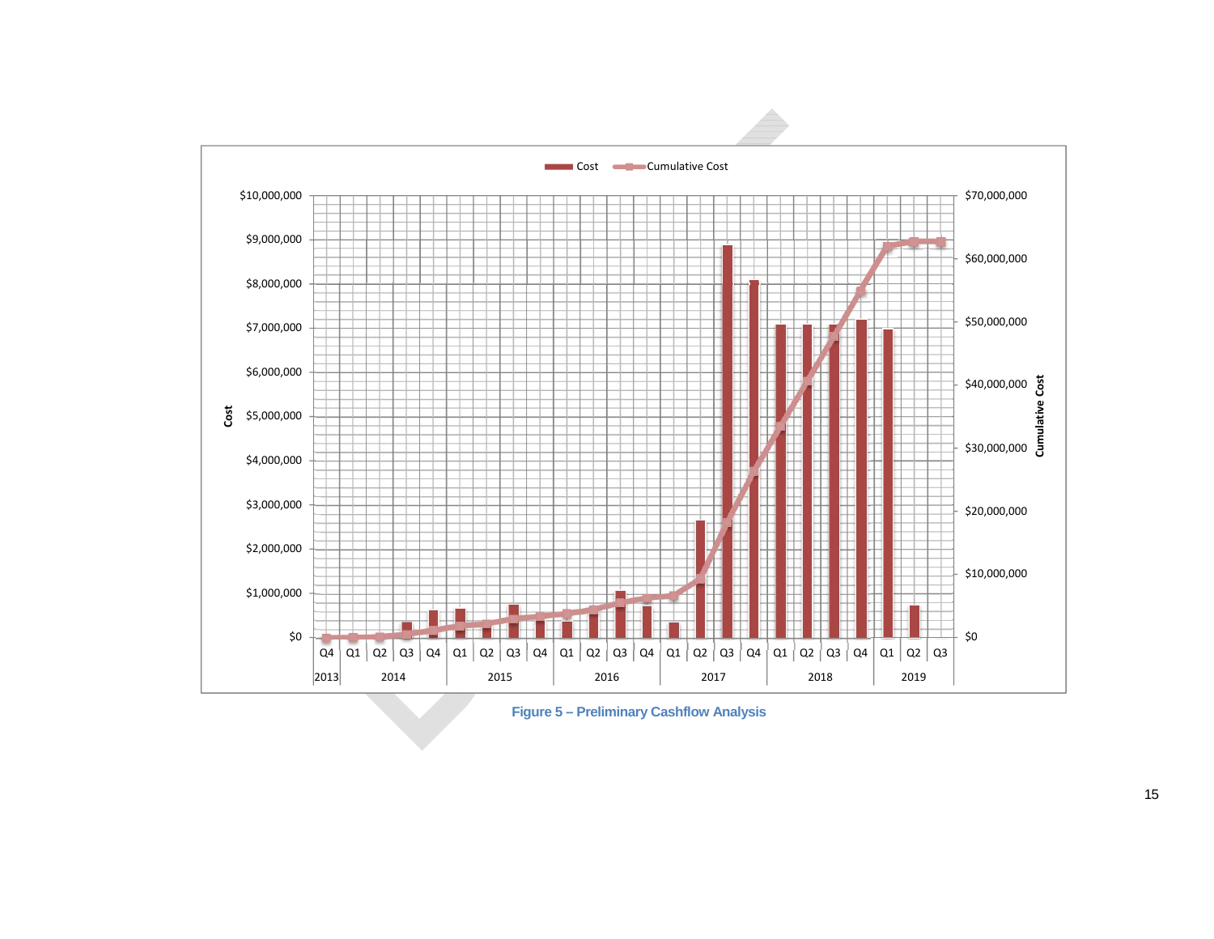Cost
Cumulative Cost

$10,000,000
$9,000,000
$8,000,000
$7,000,000
$6,000,000
$5,000,000
$4,000,000
$3,000,000
$2,000,000
$1,000,000
$0

Cost

$70,000,000
$60,000,000
$50,000,000
$40,000,000
$30,000,000
$20,000,000
$10,000,000
$0

Cumulative Cost

Q4 Q1 Q2 Q3 Q4 Q1 Q2 Q3 Q4 Q1 Q2 Q3 Q4 Q1 Q2 Q3 Q4 Q1 Q2 Q3 Q4 Q1 Q2 Q3

2013 2014 2015 2016 2017 2018 2019

**Figure 5 – Preliminary Cashflow Analysis**